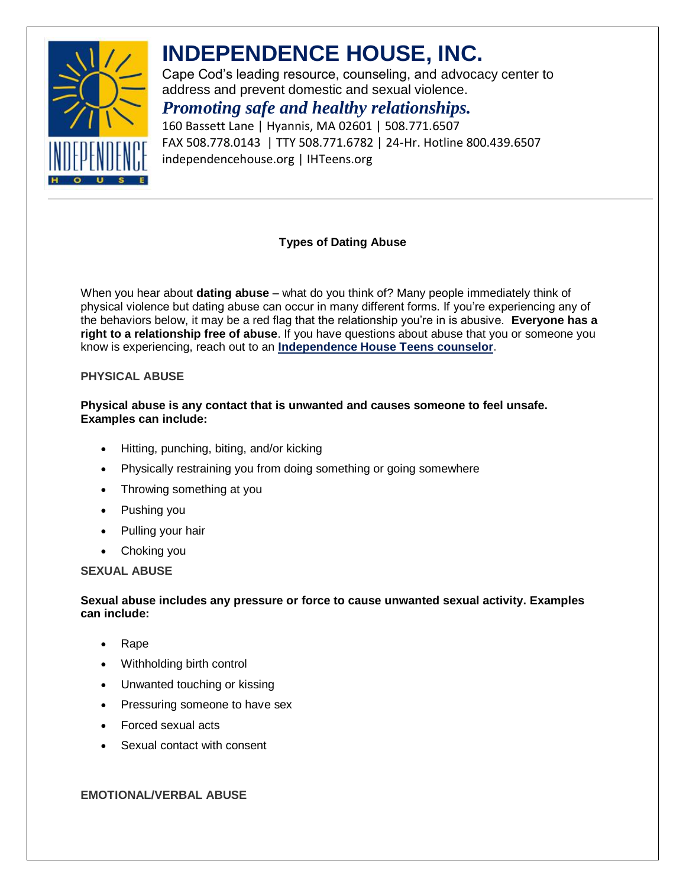# INDEPENDENCE HOUSE, INC.

Cape Cod's leading resource, counseling, and advocacy center to address and prevent domestic and sexual violence.

***Promoting safe and healthy relationships.***

160 Bassett Lane | Hyannis, MA 02601 | 508.771.6507
FAX 508.778.0143 | TTY 508.771.6782 | 24-Hr. Hotline 800.439.6507
independencehouse.org | IHTeens.org

---

## Types of Dating Abuse

When you hear about **dating abuse** – what do you think of? Many people immediately think of physical violence but dating abuse can occur in many different forms. If you're experiencing any of the behaviors below, it may be a red flag that the relationship you're in is abusive. **Everyone has a right to a relationship free of abuse**. If you have questions about abuse that you or someone you know is experiencing, reach out to an **Independence House Teens counselor**.

### PHYSICAL ABUSE

**Physical abuse is any contact that is unwanted and causes someone to feel unsafe. Examples can include:**

- Hitting, punching, biting, and/or kicking
- Physically restraining you from doing something or going somewhere
- Throwing something at you
- Pushing you
- Pulling your hair
- Choking you

### SEXUAL ABUSE

**Sexual abuse includes any pressure or force to cause unwanted sexual activity. Examples can include:**

- Rape
- Withholding birth control
- Unwanted touching or kissing
- Pressuring someone to have sex
- Forced sexual acts
- Sexual contact with consent

### EMOTIONAL/VERBAL ABUSE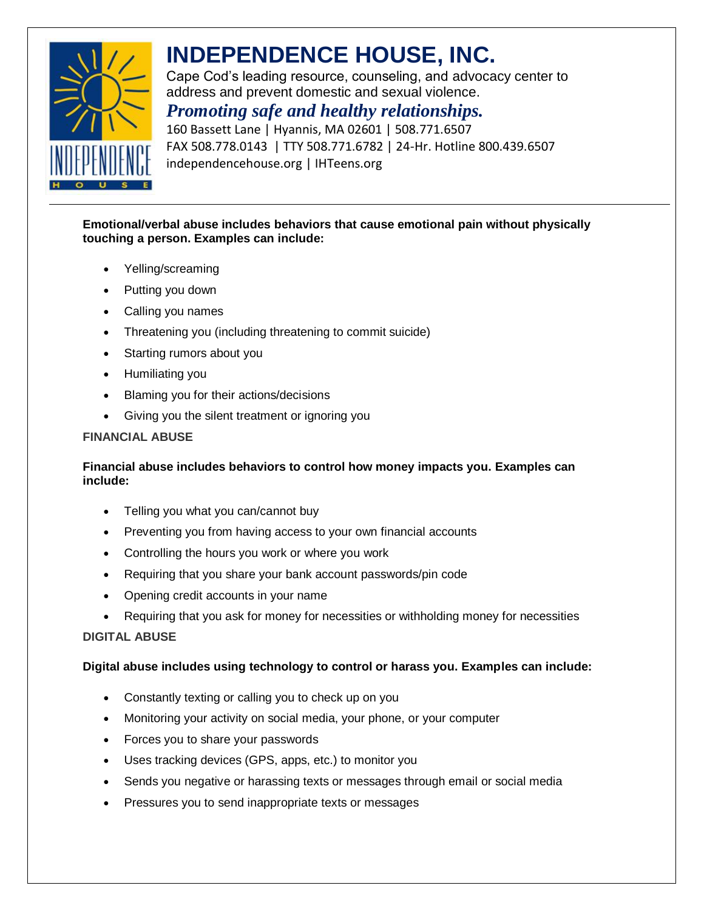# INDEPENDENCE HOUSE, INC.

Cape Cod's leading resource, counseling, and advocacy center to address and prevent domestic and sexual violence.

***Promoting safe and healthy relationships.***

160 Bassett Lane | Hyannis, MA 02601 | 508.771.6507
FAX 508.778.0143 | TTY 508.771.6782 | 24-Hr. Hotline 800.439.6507
independencehouse.org | IHTeens.org

---

**Emotional/verbal abuse includes behaviors that cause emotional pain without physically touching a person. Examples can include:**

- Yelling/screaming
- Putting you down
- Calling you names
- Threatening you (including threatening to commit suicide)
- Starting rumors about you
- Humiliating you
- Blaming you for their actions/decisions
- Giving you the silent treatment or ignoring you

## FINANCIAL ABUSE

**Financial abuse includes behaviors to control how money impacts you. Examples can include:**

- Telling you what you can/cannot buy
- Preventing you from having access to your own financial accounts
- Controlling the hours you work or where you work
- Requiring that you share your bank account passwords/pin code
- Opening credit accounts in your name
- Requiring that you ask for money for necessities or withholding money for necessities

## DIGITAL ABUSE

**Digital abuse includes using technology to control or harass you. Examples can include:**

- Constantly texting or calling you to check up on you
- Monitoring your activity on social media, your phone, or your computer
- Forces you to share your passwords
- Uses tracking devices (GPS, apps, etc.) to monitor you
- Sends you negative or harassing texts or messages through email or social media
- Pressures you to send inappropriate texts or messages